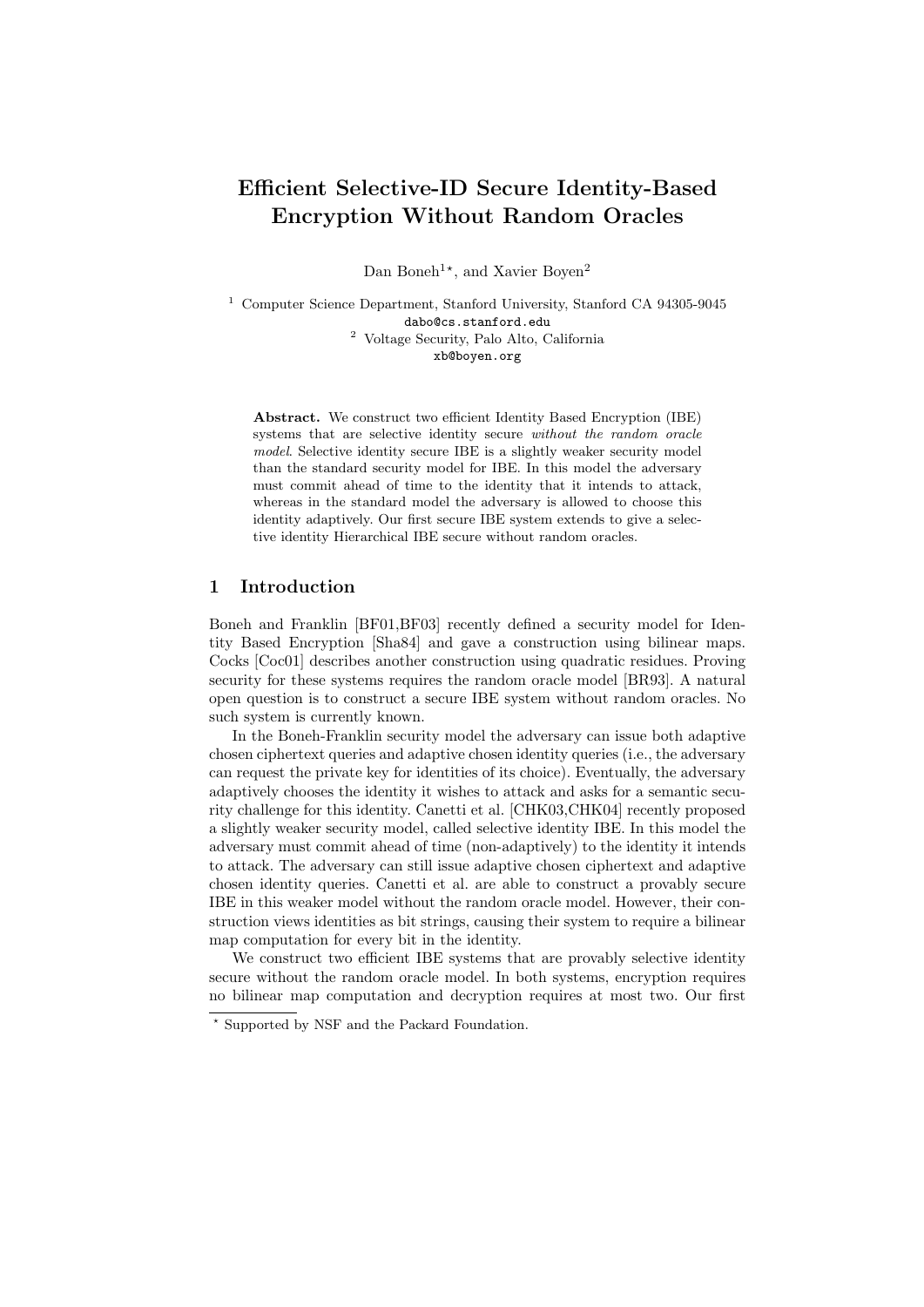# Efficient Selective-ID Secure Identity-Based Encryption Without Random Oracles

Dan Boneh[1*], and Xavier Boyen[2]

[1] Computer Science Department, Stanford University, Stanford CA 94305-9045
dabo@cs.stanford.edu
[2] Voltage Security, Palo Alto, California
xb@boyen.org

**Abstract.** We construct two efficient Identity Based Encryption (IBE) systems that are selective identity secure *without the random oracle model*. Selective identity secure IBE is a slightly weaker security model than the standard security model for IBE. In this model the adversary must commit ahead of time to the identity that it intends to attack, whereas in the standard model the adversary is allowed to choose this identity adaptively. Our first secure IBE system extends to give a selective identity Hierarchical IBE secure without random oracles.

## 1 Introduction

Boneh and Franklin [BF01,BF03] recently defined a security model for Identity Based Encryption [Sha84] and gave a construction using bilinear maps. Cocks [Coc01] describes another construction using quadratic residues. Proving security for these systems requires the random oracle model [BR93]. A natural open question is to construct a secure IBE system without random oracles. No such system is currently known.

In the Boneh-Franklin security model the adversary can issue both adaptive chosen ciphertext queries and adaptive chosen identity queries (i.e., the adversary can request the private key for identities of its choice). Eventually, the adversary adaptively chooses the identity it wishes to attack and asks for a semantic security challenge for this identity. Canetti et al. [CHK03,CHK04] recently proposed a slightly weaker security model, called selective identity IBE. In this model the adversary must commit ahead of time (non-adaptively) to the identity it intends to attack. The adversary can still issue adaptive chosen ciphertext and adaptive chosen identity queries. Canetti et al. are able to construct a provably secure IBE in this weaker model without the random oracle model. However, their construction views identities as bit strings, causing their system to require a bilinear map computation for every bit in the identity.

We construct two efficient IBE systems that are provably selective identity secure without the random oracle model. In both systems, encryption requires no bilinear map computation and decryption requires at most two. Our first

* Supported by NSF and the Packard Foundation.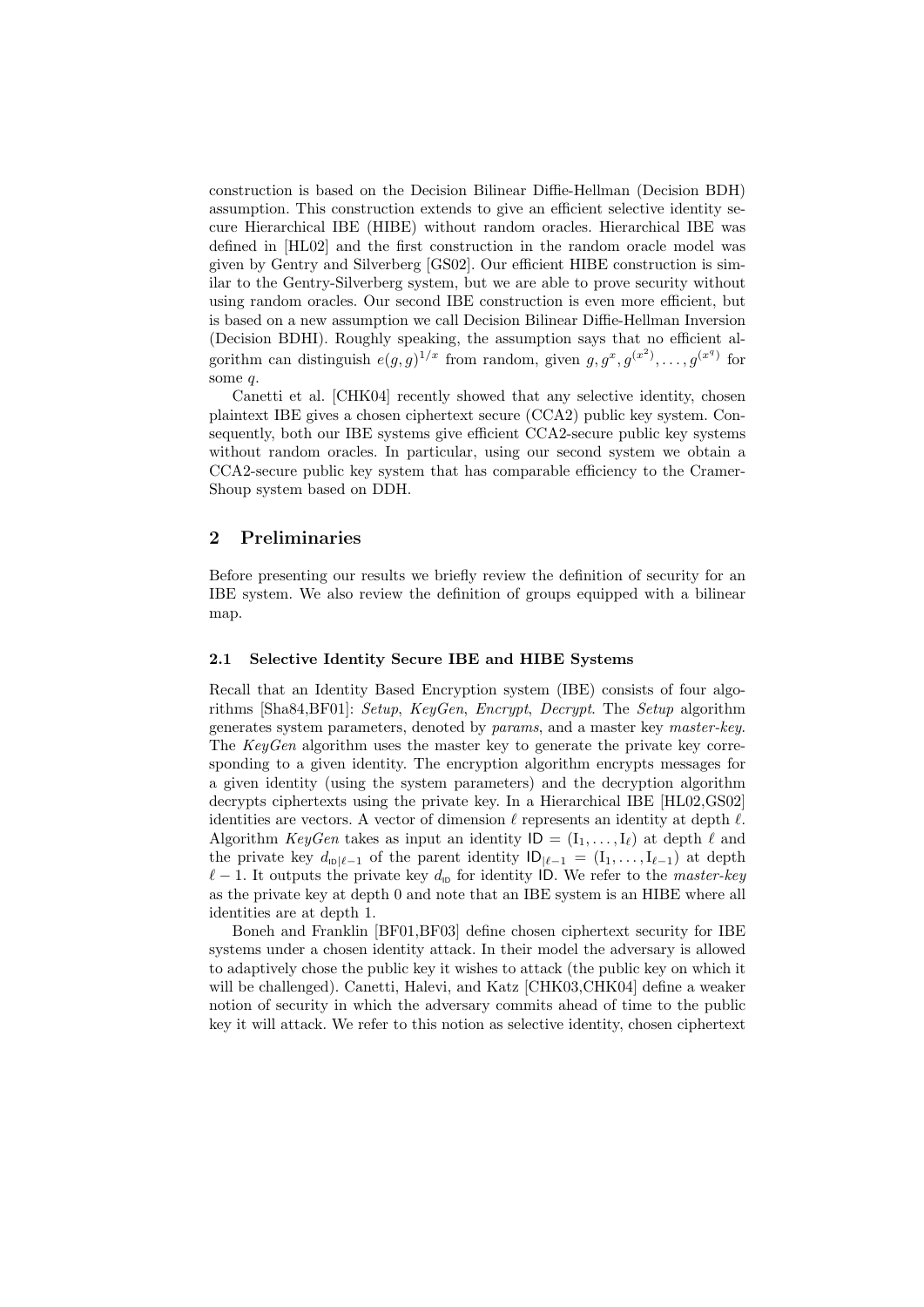construction is based on the Decision Bilinear Diffie-Hellman (Decision BDH) assumption. This construction extends to give an efficient selective identity secure Hierarchical IBE (HIBE) without random oracles. Hierarchical IBE was defined in [HL02] and the first construction in the random oracle model was given by Gentry and Silverberg [GS02]. Our efficient HIBE construction is similar to the Gentry-Silverberg system, but we are able to prove security without using random oracles. Our second IBE construction is even more efficient, but is based on a new assumption we call Decision Bilinear Diffie-Hellman Inversion (Decision BDHI). Roughly speaking, the assumption says that no efficient algorithm can distinguish $e(g,g)^{1/x}$ from random, given $g, g^x, g^{(x^2)}, \ldots, g^{(x^q)}$ for some $q$.

Canetti et al. [CHK04] recently showed that any selective identity, chosen plaintext IBE gives a chosen ciphertext secure (CCA2) public key system. Consequently, both our IBE systems give efficient CCA2-secure public key systems without random oracles. In particular, using our second system we obtain a CCA2-secure public key system that has comparable efficiency to the Cramer-Shoup system based on DDH.

## 2 Preliminaries

Before presenting our results we briefly review the definition of security for an IBE system. We also review the definition of groups equipped with a bilinear map.

### 2.1 Selective Identity Secure IBE and HIBE Systems

Recall that an Identity Based Encryption system (IBE) consists of four algorithms [Sha84,BF01]: *Setup*, *KeyGen*, *Encrypt*, *Decrypt*. The *Setup* algorithm generates system parameters, denoted by *params*, and a master key *master-key*. The *KeyGen* algorithm uses the master key to generate the private key corresponding to a given identity. The encryption algorithm encrypts messages for a given identity (using the system parameters) and the decryption algorithm decrypts ciphertexts using the private key. In a Hierarchical IBE [HL02,GS02] identities are vectors. A vector of dimension $\ell$ represents an identity at depth $\ell$. Algorithm *KeyGen* takes as input an identity $\mathsf{ID} = (\mathrm{I}_1, \ldots, \mathrm{I}_\ell)$ at depth $\ell$ and the private key $d_{\mathsf{ID}|\ell-1}$ of the parent identity $\mathsf{ID}_{|\ell-1} = (\mathrm{I}_1, \ldots, \mathrm{I}_{\ell-1})$ at depth $\ell - 1$. It outputs the private key $d_{\mathsf{ID}}$ for identity $\mathsf{ID}$. We refer to the *master-key* as the private key at depth 0 and note that an IBE system is an HIBE where all identities are at depth 1.

Boneh and Franklin [BF01,BF03] define chosen ciphertext security for IBE systems under a chosen identity attack. In their model the adversary is allowed to adaptively chose the public key it wishes to attack (the public key on which it will be challenged). Canetti, Halevi, and Katz [CHK03,CHK04] define a weaker notion of security in which the adversary commits ahead of time to the public key it will attack. We refer to this notion as selective identity, chosen ciphertext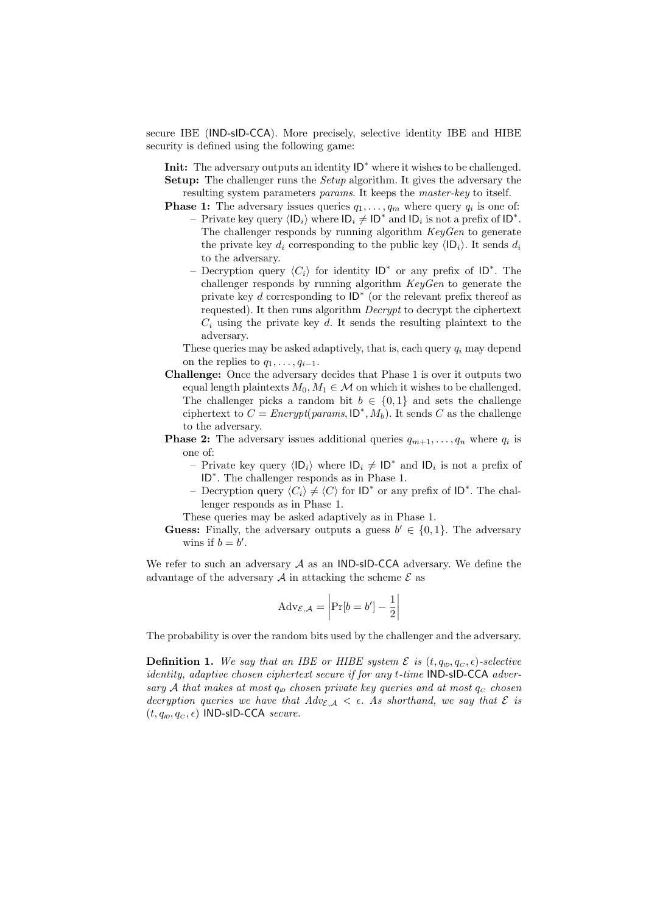secure IBE (IND-sID-CCA). More precisely, selective identity IBE and HIBE security is defined using the following game:

**Init:** The adversary outputs an identity $\mathsf{ID}^*$ where it wishes to be challenged.

**Setup:** The challenger runs the *Setup* algorithm. It gives the adversary the resulting system parameters *params*. It keeps the *master-key* to itself.

**Phase 1:** The adversary issues queries $q_1, \ldots, q_m$ where query $q_i$ is one of:

- Private key query $\langle \mathsf{ID}_i \rangle$ where $\mathsf{ID}_i \neq \mathsf{ID}^*$ and $\mathsf{ID}_i$ is not a prefix of $\mathsf{ID}^*$. The challenger responds by running algorithm *KeyGen* to generate the private key $d_i$ corresponding to the public key $\langle \mathsf{ID}_i \rangle$. It sends $d_i$ to the adversary.
- Decryption query $\langle C_i \rangle$ for identity $\mathsf{ID}^*$ or any prefix of $\mathsf{ID}^*$. The challenger responds by running algorithm *KeyGen* to generate the private key $d$ corresponding to $\mathsf{ID}^*$ (or the relevant prefix thereof as requested). It then runs algorithm *Decrypt* to decrypt the ciphertext $C_i$ using the private key $d$. It sends the resulting plaintext to the adversary.

These queries may be asked adaptively, that is, each query $q_i$ may depend on the replies to $q_1, \ldots, q_{i-1}$.

**Challenge:** Once the adversary decides that Phase 1 is over it outputs two equal length plaintexts $M_0, M_1 \in \mathcal{M}$ on which it wishes to be challenged. The challenger picks a random bit $b \in \{0,1\}$ and sets the challenge ciphertext to $C = \mathit{Encrypt}(\mathit{params}, \mathsf{ID}^*, M_b)$. It sends $C$ as the challenge to the adversary.

**Phase 2:** The adversary issues additional queries $q_{m+1}, \ldots, q_n$ where $q_i$ is one of:

- Private key query $\langle \mathsf{ID}_i \rangle$ where $\mathsf{ID}_i \neq \mathsf{ID}^*$ and $\mathsf{ID}_i$ is not a prefix of $\mathsf{ID}^*$. The challenger responds as in Phase 1.
- Decryption query $\langle C_i \rangle \neq \langle C \rangle$ for $\mathsf{ID}^*$ or any prefix of $\mathsf{ID}^*$. The challenger responds as in Phase 1.

These queries may be asked adaptively as in Phase 1.

**Guess:** Finally, the adversary outputs a guess $b' \in \{0,1\}$. The adversary wins if $b = b'$.

We refer to such an adversary $\mathcal{A}$ as an IND-sID-CCA adversary. We define the advantage of the adversary $\mathcal{A}$ in attacking the scheme $\mathcal{E}$ as

$$\mathrm{Adv}_{\mathcal{E},\mathcal{A}} = \left| \Pr[b = b'] - \frac{1}{2} \right|$$

The probability is over the random bits used by the challenger and the adversary.

**Definition 1.** *We say that an IBE or HIBE system $\mathcal{E}$ is $(t, q_{ID}, q_C, \epsilon)$-selective identity, adaptive chosen ciphertext secure if for any $t$-time* IND-sID-CCA *adversary $\mathcal{A}$ that makes at most $q_{ID}$ chosen private key queries and at most $q_C$ chosen decryption queries we have that $Adv_{\mathcal{E},\mathcal{A}} < \epsilon$. As shorthand, we say that $\mathcal{E}$ is $(t, q_{ID}, q_C, \epsilon)$* IND-sID-CCA *secure.*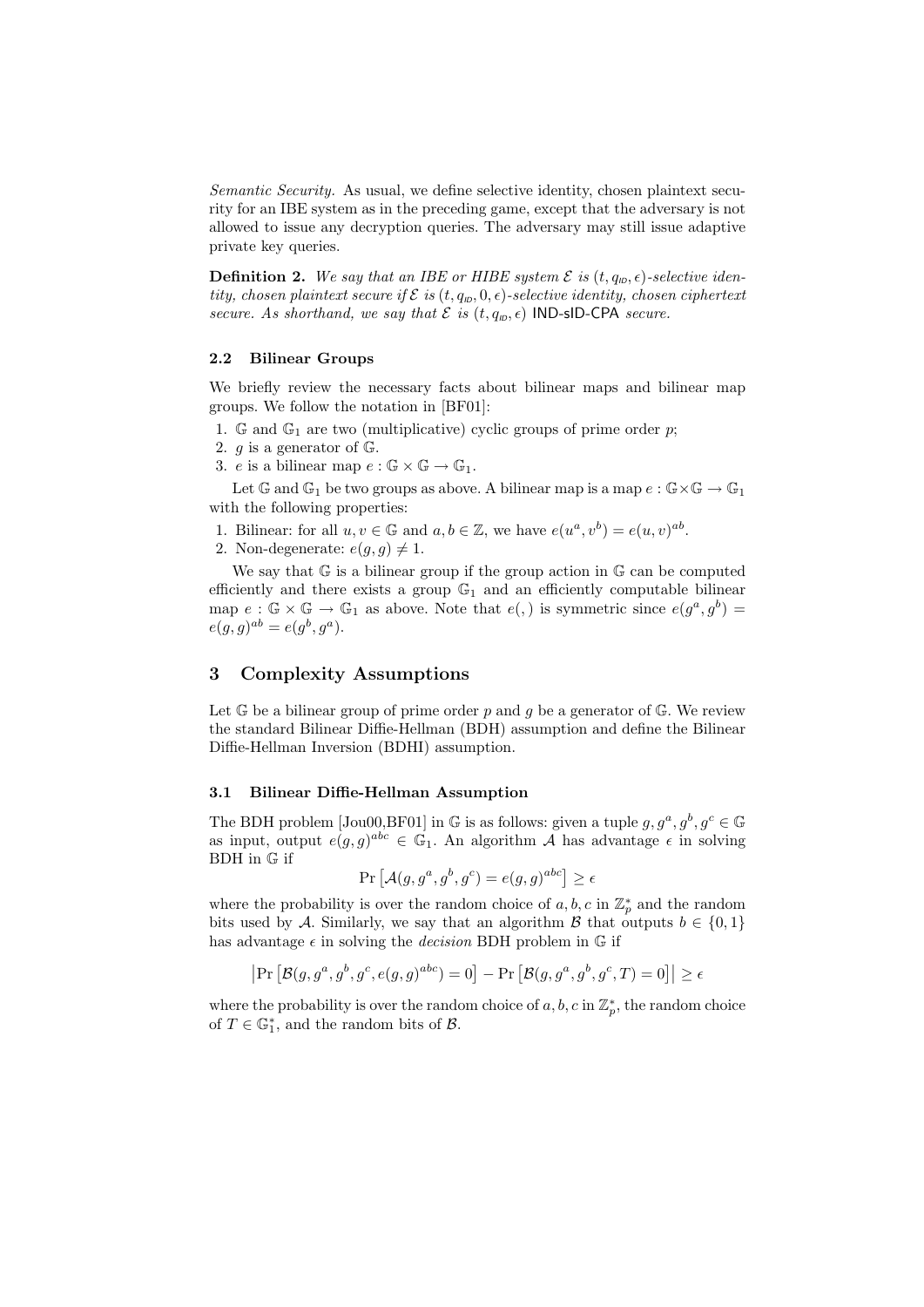*Semantic Security.* As usual, we define selective identity, chosen plaintext security for an IBE system as in the preceding game, except that the adversary is not allowed to issue any decryption queries. The adversary may still issue adaptive private key queries.

**Definition 2.** *We say that an IBE or HIBE system $\mathcal{E}$ is $(t, q_{\text{ID}}, \epsilon)$-selective identity, chosen plaintext secure if $\mathcal{E}$ is $(t, q_{\text{ID}}, 0, \epsilon)$-selective identity, chosen ciphertext secure. As shorthand, we say that $\mathcal{E}$ is $(t, q_{\text{ID}}, \epsilon)$* IND-sID-CPA *secure.*

### 2.2 Bilinear Groups

We briefly review the necessary facts about bilinear maps and bilinear map groups. We follow the notation in [BF01]:

1. $\mathbb{G}$ and $\mathbb{G}_1$ are two (multiplicative) cyclic groups of prime order $p$;
2. $g$ is a generator of $\mathbb{G}$.
3. $e$ is a bilinear map $e : \mathbb{G} \times \mathbb{G} \rightarrow \mathbb{G}_1$.

Let $\mathbb{G}$ and $\mathbb{G}_1$ be two groups as above. A bilinear map is a map $e : \mathbb{G} \times \mathbb{G} \rightarrow \mathbb{G}_1$ with the following properties:

1. Bilinear: for all $u, v \in \mathbb{G}$ and $a, b \in \mathbb{Z}$, we have $e(u^a, v^b) = e(u, v)^{ab}$.
2. Non-degenerate: $e(g, g) \neq 1$.

We say that $\mathbb{G}$ is a bilinear group if the group action in $\mathbb{G}$ can be computed efficiently and there exists a group $\mathbb{G}_1$ and an efficiently computable bilinear map $e : \mathbb{G} \times \mathbb{G} \rightarrow \mathbb{G}_1$ as above. Note that $e(,)$ is symmetric since $e(g^a, g^b) = e(g, g)^{ab} = e(g^b, g^a)$.

## 3 Complexity Assumptions

Let $\mathbb{G}$ be a bilinear group of prime order $p$ and $g$ be a generator of $\mathbb{G}$. We review the standard Bilinear Diffie-Hellman (BDH) assumption and define the Bilinear Diffie-Hellman Inversion (BDHI) assumption.

### 3.1 Bilinear Diffie-Hellman Assumption

The BDH problem [Jou00,BF01] in $\mathbb{G}$ is as follows: given a tuple $g, g^a, g^b, g^c \in \mathbb{G}$ as input, output $e(g, g)^{abc} \in \mathbb{G}_1$. An algorithm $\mathcal{A}$ has advantage $\epsilon$ in solving BDH in $\mathbb{G}$ if

$$\Pr\left[\mathcal{A}(g, g^a, g^b, g^c) = e(g, g)^{abc}\right] \geq \epsilon$$

where the probability is over the random choice of $a, b, c$ in $\mathbb{Z}_p^*$ and the random bits used by $\mathcal{A}$. Similarly, we say that an algorithm $\mathcal{B}$ that outputs $b \in \{0, 1\}$ has advantage $\epsilon$ in solving the *decision* BDH problem in $\mathbb{G}$ if

$$\left|\Pr\left[\mathcal{B}(g, g^a, g^b, g^c, e(g, g)^{abc}) = 0\right] - \Pr\left[\mathcal{B}(g, g^a, g^b, g^c, T) = 0\right]\right| \geq \epsilon$$

where the probability is over the random choice of $a, b, c$ in $\mathbb{Z}_p^*$, the random choice of $T \in \mathbb{G}_1^*$, and the random bits of $\mathcal{B}$.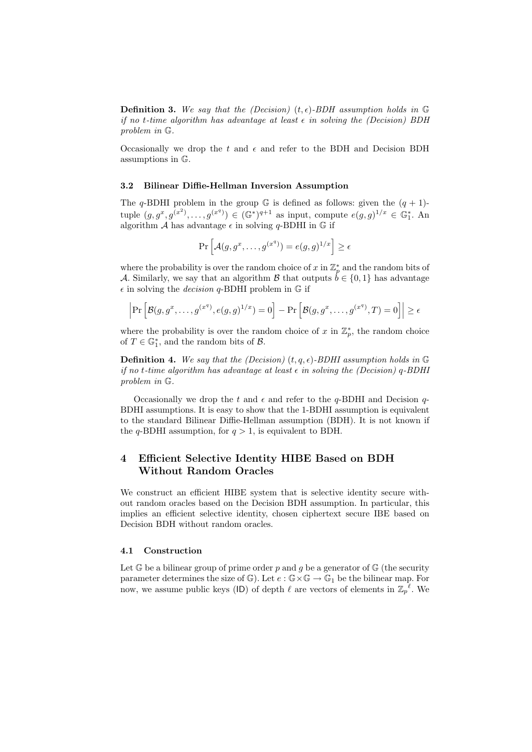**Definition 3.** *We say that the (Decision) $(t, \epsilon)$-BDH assumption holds in $\mathbb{G}$ if no $t$-time algorithm has advantage at least $\epsilon$ in solving the (Decision) BDH problem in $\mathbb{G}$.*

Occasionally we drop the $t$ and $\epsilon$ and refer to the BDH and Decision BDH assumptions in $\mathbb{G}$.

### 3.2 Bilinear Diffie-Hellman Inversion Assumption

The $q$-BDHI problem in the group $\mathbb{G}$ is defined as follows: given the $(q+1)$-tuple $(g, g^x, g^{(x^2)}, \ldots, g^{(x^q)}) \in (\mathbb{G}^*)^{q+1}$ as input, compute $e(g,g)^{1/x} \in \mathbb{G}_1^*$. An algorithm $\mathcal{A}$ has advantage $\epsilon$ in solving $q$-BDHI in $\mathbb{G}$ if

$$\Pr\left[\mathcal{A}(g, g^x, \ldots, g^{(x^q)}) = e(g,g)^{1/x}\right] \geq \epsilon$$

where the probability is over the random choice of $x$ in $\mathbb{Z}_p^*$ and the random bits of $\mathcal{A}$. Similarly, we say that an algorithm $\mathcal{B}$ that outputs $b \in \{0,1\}$ has advantage $\epsilon$ in solving the *decision* $q$-BDHI problem in $\mathbb{G}$ if

$$\left|\Pr\left[\mathcal{B}(g, g^x, \ldots, g^{(x^q)}, e(g,g)^{1/x}) = 0\right] - \Pr\left[\mathcal{B}(g, g^x, \ldots, g^{(x^q)}, T) = 0\right]\right| \geq \epsilon$$

where the probability is over the random choice of $x$ in $\mathbb{Z}_p^*$, the random choice of $T \in \mathbb{G}_1^*$, and the random bits of $\mathcal{B}$.

**Definition 4.** *We say that the (Decision) $(t, q, \epsilon)$-BDHI assumption holds in $\mathbb{G}$ if no $t$-time algorithm has advantage at least $\epsilon$ in solving the (Decision) $q$-BDHI problem in $\mathbb{G}$.*

Occasionally we drop the $t$ and $\epsilon$ and refer to the $q$-BDHI and Decision $q$-BDHI assumptions. It is easy to show that the 1-BDHI assumption is equivalent to the standard Bilinear Diffie-Hellman assumption (BDH). It is not known if the $q$-BDHI assumption, for $q > 1$, is equivalent to BDH.

## 4 Efficient Selective Identity HIBE Based on BDH Without Random Oracles

We construct an efficient HIBE system that is selective identity secure without random oracles based on the Decision BDH assumption. In particular, this implies an efficient selective identity, chosen ciphertext secure IBE based on Decision BDH without random oracles.

### 4.1 Construction

Let $\mathbb{G}$ be a bilinear group of prime order $p$ and $g$ be a generator of $\mathbb{G}$ (the security parameter determines the size of $\mathbb{G}$). Let $e : \mathbb{G} \times \mathbb{G} \to \mathbb{G}_1$ be the bilinear map. For now, we assume public keys (ID) of depth $\ell$ are vectors of elements in ${\mathbb{Z}_p}^\ell$. We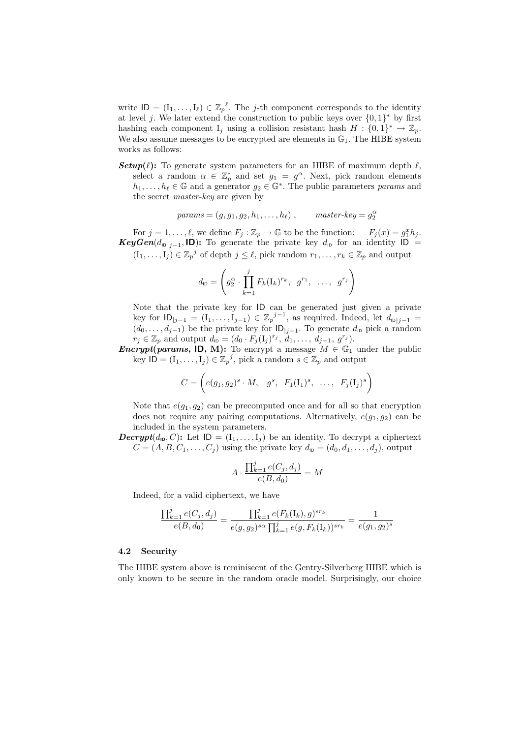write $\mathsf{ID} = (\mathrm{I}_1, \ldots, \mathrm{I}_\ell) \in {\mathbb{Z}_p}^\ell$. The $j$-th component corresponds to the identity at level $j$. We later extend the construction to public keys over $\{0,1\}^*$ by first hashing each component $\mathrm{I}_j$ using a collision resistant hash $H : \{0,1\}^* \to \mathbb{Z}_p$. We also assume messages to be encrypted are elements in $\mathbb{G}_1$. The HIBE system works as follows:

***Setup*($\ell$):** To generate system parameters for an HIBE of maximum depth $\ell$, select a random $\alpha \in \mathbb{Z}_p^*$ and set $g_1 = g^\alpha$. Next, pick random elements $h_1, \ldots, h_\ell \in \mathbb{G}$ and a generator $g_2 \in \mathbb{G}^*$. The public parameters *params* and the secret *master-key* are given by

$$params = (g, g_1, g_2, h_1, \ldots, h_\ell) \,, \qquad master\text{-}key = g_2^\alpha$$

For $j = 1, \ldots, \ell$, we define $F_j : \mathbb{Z}_p \to \mathbb{G}$ to be the function: $\quad F_j(x) = g_1^x h_j$.

***KeyGen*($d_{\mathsf{ID}|j-1}$, $\mathsf{ID}$):** To generate the private key $d_{\mathsf{ID}}$ for an identity $\mathsf{ID} = (\mathrm{I}_1, \ldots, \mathrm{I}_j) \in {\mathbb{Z}_p}^j$ of depth $j \leq \ell$, pick random $r_1, \ldots, r_k \in \mathbb{Z}_p$ and output

$$d_{\mathsf{ID}} = \left( g_2^\alpha \cdot \prod_{k=1}^{j} F_k(\mathrm{I}_k)^{r_k}, \;\; g^{r_1}, \;\; \ldots, \;\; g^{r_j} \right)$$

Note that the private key for $\mathsf{ID}$ can be generated just given a private key for $\mathsf{ID}_{|j-1} = (\mathrm{I}_1, \ldots, \mathrm{I}_{j-1}) \in {\mathbb{Z}_p}^{j-1}$, as required. Indeed, let $d_{\mathsf{ID}|j-1} = (d_0, \ldots, d_{j-1})$ be the private key for $\mathsf{ID}_{|j-1}$. To generate $d_{\mathsf{ID}}$ pick a random $r_j \in \mathbb{Z}_p$ and output $d_{\mathsf{ID}} = (d_0 \cdot F_j(\mathrm{I}_j)^{r_j}, \, d_1, \ldots, \, d_{j-1}, \, g^{r_j})$.

***Encrypt*(*params*, $\mathsf{ID}$, M):** To encrypt a message $M \in \mathbb{G}_1$ under the public key $\mathsf{ID} = (\mathrm{I}_1, \ldots, \mathrm{I}_j) \in {\mathbb{Z}_p}^j$, pick a random $s \in \mathbb{Z}_p$ and output

$$C = \left( e(g_1, g_2)^s \cdot M, \quad g^s, \;\; F_1(\mathrm{I}_1)^s, \;\; \ldots, \;\; F_j(\mathrm{I}_j)^s \right)$$

Note that $e(g_1, g_2)$ can be precomputed once and for all so that encryption does not require any pairing computations. Alternatively, $e(g_1, g_2)$ can be included in the system parameters.

***Decrypt*($d_{\mathsf{ID}}, C$):** Let $\mathsf{ID} = (\mathrm{I}_1, \ldots, \mathrm{I}_j)$ be an identity. To decrypt a ciphertext $C = (A, B, C_1, \ldots, C_j)$ using the private key $d_{\mathsf{ID}} = (d_0, d_1, \ldots, d_j)$, output

$$A \cdot \frac{\prod_{k=1}^{j} e(C_j, d_j)}{e(B, d_0)} = M$$

Indeed, for a valid ciphertext, we have

$$\frac{\prod_{k=1}^{j} e(C_j, d_j)}{e(B, d_0)} = \frac{\prod_{k=1}^{j} e(F_k(\mathrm{I}_k), g)^{s r_k}}{e(g, g_2)^{s\alpha} \prod_{k=1}^{j} e(g, F_k(\mathrm{I}_k))^{s r_k}} = \frac{1}{e(g_1, g_2)^s}$$

### 4.2 Security

The HIBE system above is reminiscent of the Gentry-Silverberg HIBE which is only known to be secure in the random oracle model. Surprisingly, our choice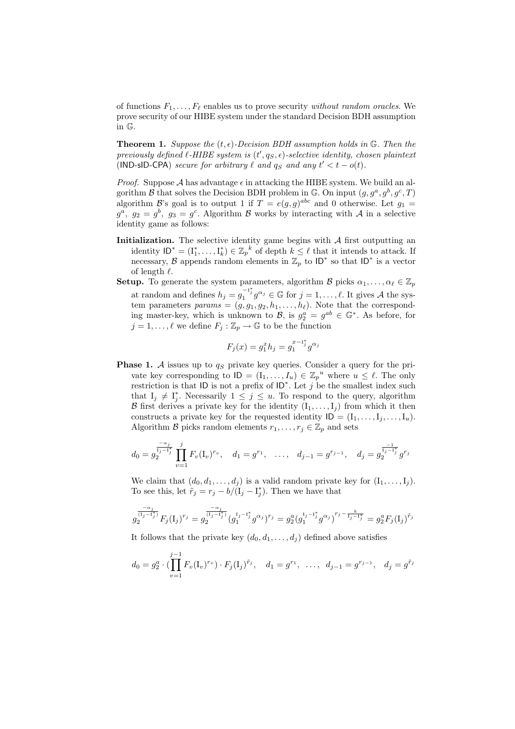of functions $F_1, \ldots, F_\ell$ enables us to prove security *without random oracles*. We prove security of our HIBE system under the standard Decision BDH assumption in $\mathbb{G}$.

**Theorem 1.** *Suppose the* $(t, \epsilon)$*-Decision BDH assumption holds in* $\mathbb{G}$*. Then the previously defined* $\ell$*-HIBE system is* $(t', q_S, \epsilon)$*-selective identity, chosen plaintext* (IND-sID-CPA) *secure for arbitrary* $\ell$ *and* $q_S$ *and any* $t' < t - o(t)$.

*Proof.* Suppose $\mathcal{A}$ has advantage $\epsilon$ in attacking the HIBE system. We build an algorithm $\mathcal{B}$ that solves the Decision BDH problem in $\mathbb{G}$. On input $(g, g^a, g^b, g^c, T)$ algorithm $\mathcal{B}$'s goal is to output 1 if $T = e(g, g)^{abc}$ and 0 otherwise. Let $g_1 = g^a$, $g_2 = g^b$, $g_3 = g^c$. Algorithm $\mathcal{B}$ works by interacting with $\mathcal{A}$ in a selective identity game as follows:

**Initialization.** The selective identity game begins with $\mathcal{A}$ first outputting an identity $\mathsf{ID}^* = (\mathrm{I}_1^*, \ldots, \mathrm{I}_k^*) \in {\mathbb{Z}_p}^k$ of depth $k \leq \ell$ that it intends to attack. If necessary, $\mathcal{B}$ appends random elements in $\mathbb{Z}_p$ to $\mathsf{ID}^*$ so that $\mathsf{ID}^*$ is a vector of length $\ell$.

**Setup.** To generate the system parameters, algorithm $\mathcal{B}$ picks $\alpha_1, \ldots, \alpha_\ell \in \mathbb{Z}_p$ at random and defines $h_j = g_1^{-\mathrm{I}_j^*} g^{\alpha_j} \in \mathbb{G}$ for $j = 1, \ldots, \ell$. It gives $\mathcal{A}$ the system parameters $params = (g, g_1, g_2, h_1, \ldots, h_\ell)$. Note that the corresponding master-key, which is unknown to $\mathcal{B}$, is $g_2^a = g^{ab} \in \mathbb{G}^*$. As before, for $j = 1, \ldots, \ell$ we define $F_j : \mathbb{Z}_p \to \mathbb{G}$ to be the function

$$F_j(x) = g_1^x h_j = g_1^{x - \mathrm{I}_j^*} g^{\alpha_j}$$

**Phase 1.** $\mathcal{A}$ issues up to $q_S$ private key queries. Consider a query for the private key corresponding to $\mathsf{ID} = (\mathrm{I}_1, \ldots, I_u) \in {\mathbb{Z}_p}^u$ where $u \leq \ell$. The only restriction is that $\mathsf{ID}$ is not a prefix of $\mathsf{ID}^*$. Let $j$ be the smallest index such that $\mathrm{I}_j \neq \mathrm{I}_j^*$. Necessarily $1 \leq j \leq u$. To respond to the query, algorithm $\mathcal{B}$ first derives a private key for the identity $(\mathrm{I}_1, \ldots, \mathrm{I}_j)$ from which it then constructs a private key for the requested identity $\mathsf{ID} = (\mathrm{I}_1, \ldots, \mathrm{I}_j, \ldots, \mathrm{I}_u)$. Algorithm $\mathcal{B}$ picks random elements $r_1, \ldots, r_j \in \mathbb{Z}_p$ and sets

$$d_0 = g_2^{\frac{-\alpha_j}{\mathrm{I}_j - \mathrm{I}_j^*}} \prod_{v=1}^{j} F_v(\mathrm{I}_v)^{r_v}, \quad d_1 = g^{r_1}, \quad \ldots, \quad d_{j-1} = g^{r_{j-1}}, \quad d_j = g_2^{\frac{-1}{\mathrm{I}_j - \mathrm{I}_j^*}} g^{r_j}$$

We claim that $(d_0, d_1, \ldots, d_j)$ is a valid random private key for $(\mathrm{I}_1, \ldots, \mathrm{I}_j)$. To see this, let $\tilde{r}_j = r_j - b/(\mathrm{I}_j - \mathrm{I}_j^*)$. Then we have that

$$g_2^{\frac{-\alpha_j}{(\mathrm{I}_j - \mathrm{I}_j^*)}} F_j(\mathrm{I}_j)^{r_j} = g_2^{\frac{-\alpha_j}{(\mathrm{I}_j - \mathrm{I}_j^*)}} (g_1^{\mathrm{I}_j - \mathrm{I}_j^*} g^{\alpha_j})^{r_j} = g_2^a (g_1^{\mathrm{I}_j - \mathrm{I}_j^*} g^{\alpha_j})^{r_j - \frac{b}{\mathrm{I}_j - \mathrm{I}_j^*}} = g_2^a F_j(\mathrm{I}_j)^{\tilde{r}_j}$$

It follows that the private key $(d_0, d_1, \ldots, d_j)$ defined above satisfies

$$d_0 = g_2^a \cdot (\prod_{v=1}^{j-1} F_v(\mathrm{I}_v)^{r_v}) \cdot F_j(\mathrm{I}_j)^{\tilde{r}_j}, \quad d_1 = g^{r_1}, \quad \ldots, \quad d_{j-1} = g^{r_{j-1}}, \quad d_j = g^{\tilde{r}_j}$$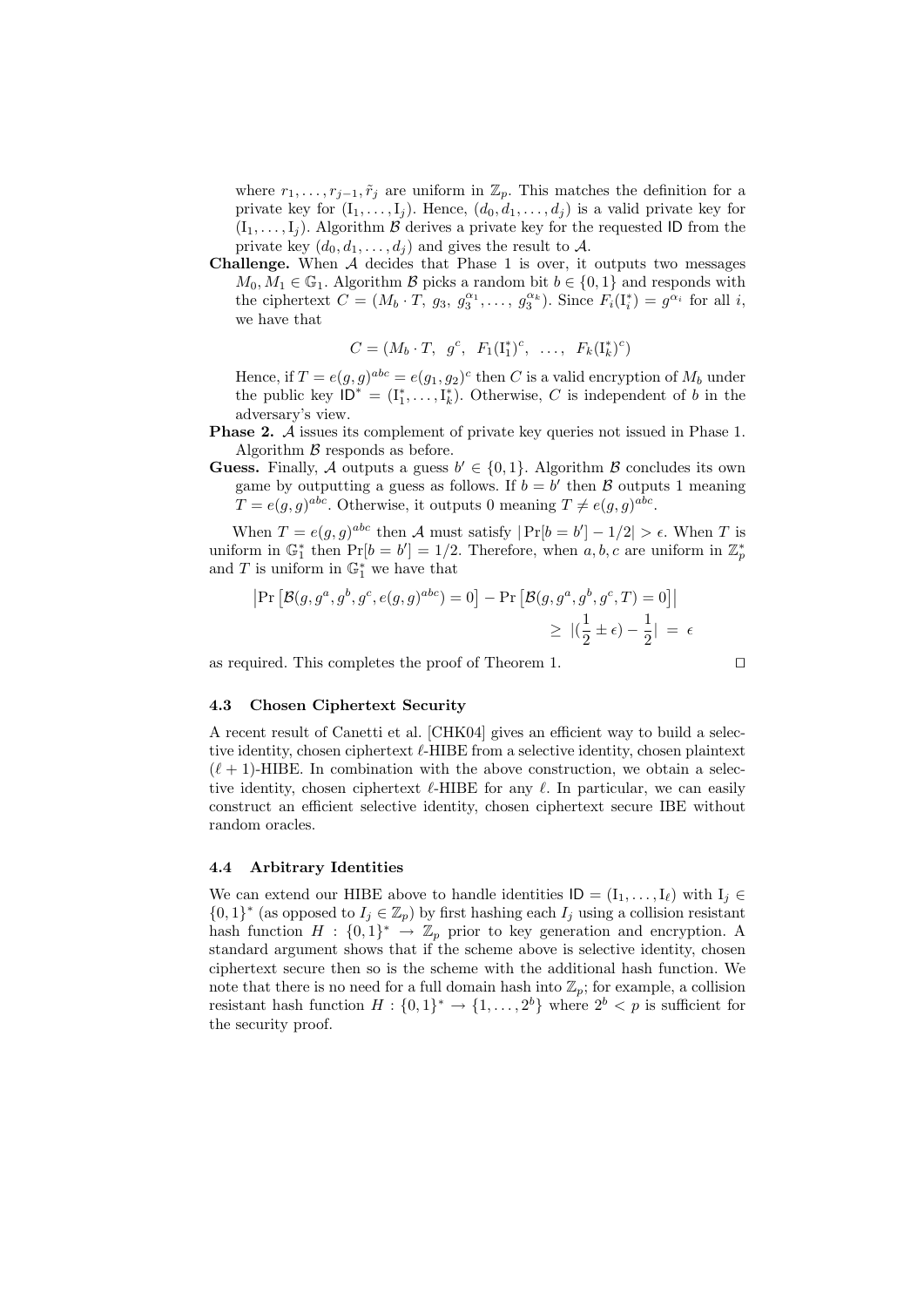where $r_1, \ldots, r_{j-1}, \tilde{r}_j$ are uniform in $\mathbb{Z}_p$. This matches the definition for a private key for $(\mathrm{I}_1, \ldots, \mathrm{I}_j)$. Hence, $(d_0, d_1, \ldots, d_j)$ is a valid private key for $(\mathrm{I}_1, \ldots, \mathrm{I}_j)$. Algorithm $\mathcal{B}$ derives a private key for the requested $\mathsf{ID}$ from the private key $(d_0, d_1, \ldots, d_j)$ and gives the result to $\mathcal{A}$.

**Challenge.** When $\mathcal{A}$ decides that Phase 1 is over, it outputs two messages $M_0, M_1 \in \mathbb{G}_1$. Algorithm $\mathcal{B}$ picks a random bit $b \in \{0, 1\}$ and responds with the ciphertext $C = (M_b \cdot T,\ g_3,\ g_3^{\alpha_1}, \ldots,\ g_3^{\alpha_k})$. Since $F_i(\mathrm{I}_i^*) = g^{\alpha_i}$ for all $i$, we have that

$$C = (M_b \cdot T,\ \ g^c,\ \ F_1(\mathrm{I}_1^*)^c,\ \ \ldots,\ \ F_k(\mathrm{I}_k^*)^c)$$

Hence, if $T = e(g,g)^{abc} = e(g_1, g_2)^c$ then $C$ is a valid encryption of $M_b$ under the public key $\mathsf{ID}^* = (\mathrm{I}_1^*, \ldots, \mathrm{I}_k^*)$. Otherwise, $C$ is independent of $b$ in the adversary's view.

**Phase 2.** $\mathcal{A}$ issues its complement of private key queries not issued in Phase 1. Algorithm $\mathcal{B}$ responds as before.

**Guess.** Finally, $\mathcal{A}$ outputs a guess $b' \in \{0, 1\}$. Algorithm $\mathcal{B}$ concludes its own game by outputting a guess as follows. If $b = b'$ then $\mathcal{B}$ outputs 1 meaning $T = e(g,g)^{abc}$. Otherwise, it outputs 0 meaning $T \neq e(g,g)^{abc}$.

When $T = e(g,g)^{abc}$ then $\mathcal{A}$ must satisfy $|\Pr[b = b'] - 1/2| > \epsilon$. When $T$ is uniform in $\mathbb{G}_1^*$ then $\Pr[b = b'] = 1/2$. Therefore, when $a, b, c$ are uniform in $\mathbb{Z}_p^*$ and $T$ is uniform in $\mathbb{G}_1^*$ we have that

$$\left|\Pr\left[\mathcal{B}(g, g^a, g^b, g^c, e(g,g)^{abc}) = 0\right] - \Pr\left[\mathcal{B}(g, g^a, g^b, g^c, T) = 0\right]\right| \\ \geq\ |(\frac{1}{2} \pm \epsilon) - \frac{1}{2}|\ =\ \epsilon$$

as required. This completes the proof of Theorem 1. □

### 4.3 Chosen Ciphertext Security

A recent result of Canetti et al. [CHK04] gives an efficient way to build a selective identity, chosen ciphertext $\ell$-HIBE from a selective identity, chosen plaintext $(\ell + 1)$-HIBE. In combination with the above construction, we obtain a selective identity, chosen ciphertext $\ell$-HIBE for any $\ell$. In particular, we can easily construct an efficient selective identity, chosen ciphertext secure IBE without random oracles.

### 4.4 Arbitrary Identities

We can extend our HIBE above to handle identities $\mathsf{ID} = (\mathrm{I}_1, \ldots, \mathrm{I}_\ell)$ with $\mathrm{I}_j \in \{0,1\}^*$ (as opposed to $I_j \in \mathbb{Z}_p$) by first hashing each $I_j$ using a collision resistant hash function $H : \{0,1\}^* \to \mathbb{Z}_p$ prior to key generation and encryption. A standard argument shows that if the scheme above is selective identity, chosen ciphertext secure then so is the scheme with the additional hash function. We note that there is no need for a full domain hash into $\mathbb{Z}_p$; for example, a collision resistant hash function $H : \{0,1\}^* \to \{1, \ldots, 2^b\}$ where $2^b < p$ is sufficient for the security proof.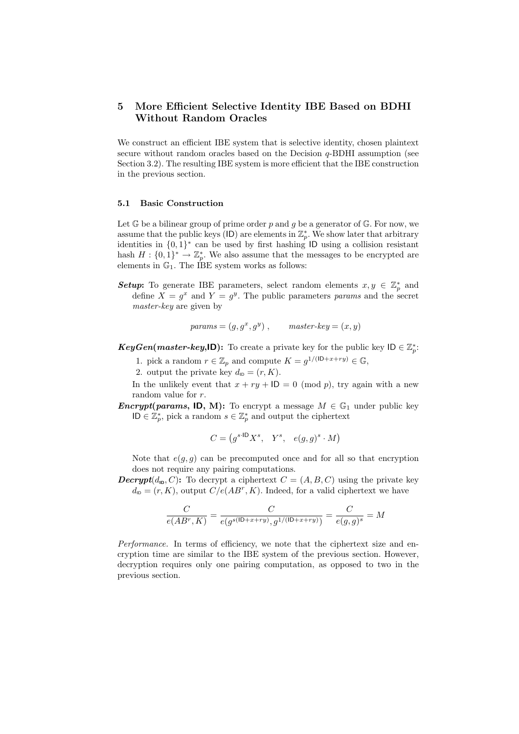## 5 More Efficient Selective Identity IBE Based on BDHI Without Random Oracles

We construct an efficient IBE system that is selective identity, chosen plaintext secure without random oracles based on the Decision $q$-BDHI assumption (see Section 3.2). The resulting IBE system is more efficient that the IBE construction in the previous section.

### 5.1 Basic Construction

Let $\mathbb{G}$ be a bilinear group of prime order $p$ and $g$ be a generator of $\mathbb{G}$. For now, we assume that the public keys ($\mathsf{ID}$) are elements in $\mathbb{Z}_p^*$. We show later that arbitrary identities in $\{0,1\}^*$ can be used by first hashing $\mathsf{ID}$ using a collision resistant hash $H : \{0,1\}^* \to \mathbb{Z}_p^*$. We also assume that the messages to be encrypted are elements in $\mathbb{G}_1$. The IBE system works as follows:

***Setup*:** To generate IBE parameters, select random elements $x, y \in \mathbb{Z}_p^*$ and define $X = g^x$ and $Y = g^y$. The public parameters *params* and the secret *master-key* are given by

$$params = (g, g^x, g^y)\,, \qquad master\text{-}key = (x, y)$$

***KeyGen*(*master-key*,ID):** To create a private key for the public key $\mathsf{ID} \in \mathbb{Z}_p^*$:

1. pick a random $r \in \mathbb{Z}_p$ and compute $K = g^{1/(\mathsf{ID}+x+ry)} \in \mathbb{G}$,
2. output the private key $d_{\mathsf{ID}} = (r, K)$.

In the unlikely event that $x + ry + \mathsf{ID} = 0 \pmod p$, try again with a new random value for $r$.

***Encrypt*(*params*, ID, M):** To encrypt a message $M \in \mathbb{G}_1$ under public key $\mathsf{ID} \in \mathbb{Z}_p^*$, pick a random $s \in \mathbb{Z}_p^*$ and output the ciphertext

$$C = \left(g^{s \cdot \mathsf{ID}} X^s, \quad Y^s, \quad e(g,g)^s \cdot M\right)$$

Note that $e(g, g)$ can be precomputed once and for all so that encryption does not require any pairing computations.

***Decrypt*($d_{\mathsf{ID}}, C$):** To decrypt a ciphertext $C = (A, B, C)$ using the private key $d_{\mathsf{ID}} = (r, K)$, output $C/e(AB^r, K)$. Indeed, for a valid ciphertext we have

$$\frac{C}{e(AB^r, K)} = \frac{C}{e(g^{s(\mathsf{ID}+x+ry)}, g^{1/(\mathsf{ID}+x+ry)})} = \frac{C}{e(g,g)^s} = M$$

*Performance.* In terms of efficiency, we note that the ciphertext size and encryption time are similar to the IBE system of the previous section. However, decryption requires only one pairing computation, as opposed to two in the previous section.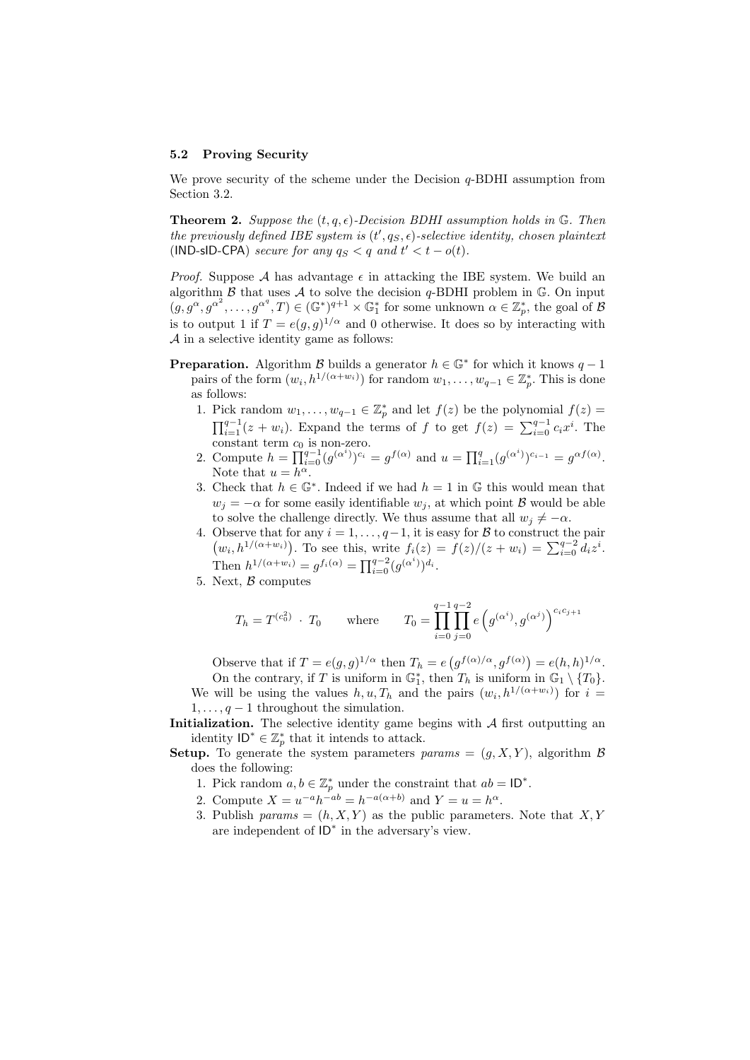### 5.2 Proving Security

We prove security of the scheme under the Decision $q$-BDHI assumption from Section 3.2.

**Theorem 2.** *Suppose the $(t, q, \epsilon)$-Decision BDHI assumption holds in $\mathbb{G}$. Then the previously defined IBE system is $(t', q_S, \epsilon)$-selective identity, chosen plaintext* (IND-sID-CPA) *secure for any $q_S < q$ and $t' < t - o(t)$.*

*Proof.* Suppose $\mathcal{A}$ has advantage $\epsilon$ in attacking the IBE system. We build an algorithm $\mathcal{B}$ that uses $\mathcal{A}$ to solve the decision $q$-BDHI problem in $\mathbb{G}$. On input $(g, g^{\alpha}, g^{\alpha^2}, \ldots, g^{\alpha^q}, T) \in (\mathbb{G}^*)^{q+1} \times \mathbb{G}_1^*$ for some unknown $\alpha \in \mathbb{Z}_p^*$, the goal of $\mathcal{B}$ is to output 1 if $T = e(g, g)^{1/\alpha}$ and 0 otherwise. It does so by interacting with $\mathcal{A}$ in a selective identity game as follows:

**Preparation.** Algorithm $\mathcal{B}$ builds a generator $h \in \mathbb{G}^*$ for which it knows $q-1$ pairs of the form $(w_i, h^{1/(\alpha+w_i)})$ for random $w_1, \ldots, w_{q-1} \in \mathbb{Z}_p^*$. This is done as follows:

1. Pick random $w_1, \ldots, w_{q-1} \in \mathbb{Z}_p^*$ and let $f(z)$ be the polynomial $f(z) = \prod_{i=1}^{q-1}(z + w_i)$. Expand the terms of $f$ to get $f(z) = \sum_{i=0}^{q-1} c_i x^i$. The constant term $c_0$ is non-zero.
2. Compute $h = \prod_{i=0}^{q-1}(g^{(\alpha^i)})^{c_i} = g^{f(\alpha)}$ and $u = \prod_{i=1}^{q}(g^{(\alpha^i)})^{c_{i-1}} = g^{\alpha f(\alpha)}$. Note that $u = h^{\alpha}$.
3. Check that $h \in \mathbb{G}^*$. Indeed if we had $h = 1$ in $\mathbb{G}$ this would mean that $w_j = -\alpha$ for some easily identifiable $w_j$, at which point $\mathcal{B}$ would be able to solve the challenge directly. We thus assume that all $w_j \neq -\alpha$.
4. Observe that for any $i = 1, \ldots, q-1$, it is easy for $\mathcal{B}$ to construct the pair $(w_i, h^{1/(\alpha+w_i)})$. To see this, write $f_i(z) = f(z)/(z + w_i) = \sum_{i=0}^{q-2} d_i z^i$. Then $h^{1/(\alpha+w_i)} = g^{f_i(\alpha)} = \prod_{i=0}^{q-2}(g^{(\alpha^i)})^{d_i}$.
5. Next, $\mathcal{B}$ computes

$$T_h = T^{(c_0^2)} \cdot T_0 \qquad \text{where} \qquad T_0 = \prod_{i=0}^{q-1}\prod_{j=0}^{q-2} e\left(g^{(\alpha^i)}, g^{(\alpha^j)}\right)^{c_i c_{j+1}}$$

Observe that if $T = e(g, g)^{1/\alpha}$ then $T_h = e\left(g^{f(\alpha)/\alpha}, g^{f(\alpha)}\right) = e(h, h)^{1/\alpha}$. On the contrary, if $T$ is uniform in $\mathbb{G}_1^*$, then $T_h$ is uniform in $\mathbb{G}_1 \setminus \{T_0\}$.

We will be using the values $h, u, T_h$ and the pairs $(w_i, h^{1/(\alpha+w_i)})$ for $i = 1, \ldots, q-1$ throughout the simulation.

**Initialization.** The selective identity game begins with $\mathcal{A}$ first outputting an identity $\mathsf{ID}^* \in \mathbb{Z}_p^*$ that it intends to attack.

**Setup.** To generate the system parameters *params* $= (g, X, Y)$, algorithm $\mathcal{B}$ does the following:

1. Pick random $a, b \in \mathbb{Z}_p^*$ under the constraint that $ab = \mathsf{ID}^*$.
2. Compute $X = u^{-a}h^{-ab} = h^{-a(\alpha+b)}$ and $Y = u = h^{\alpha}$.
3. Publish *params* $= (h, X, Y)$ as the public parameters. Note that $X, Y$ are independent of $\mathsf{ID}^*$ in the adversary's view.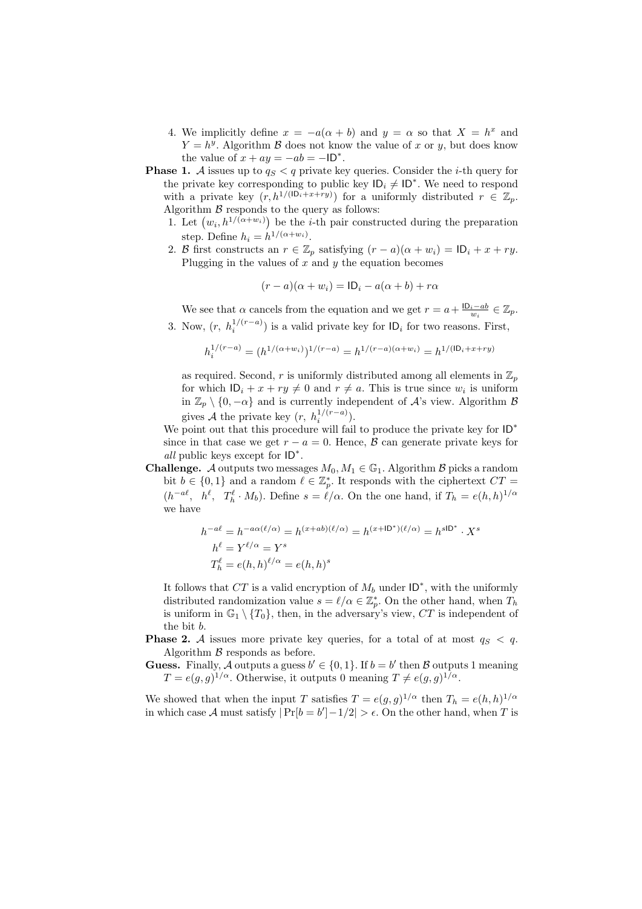4. We implicitly define $x = -a(\alpha + b)$ and $y = \alpha$ so that $X = h^x$ and $Y = h^y$. Algorithm $\mathcal{B}$ does not know the value of $x$ or $y$, but does know the value of $x + ay = -ab = -\mathsf{ID}^*$.

**Phase 1.** $\mathcal{A}$ issues up to $q_S < q$ private key queries. Consider the $i$-th query for the private key corresponding to public key $\mathsf{ID}_i \neq \mathsf{ID}^*$. We need to respond with a private key $(r, h^{1/(\mathsf{ID}_i + x + ry)})$ for a uniformly distributed $r \in \mathbb{Z}_p$. Algorithm $\mathcal{B}$ responds to the query as follows:

1. Let $\big(w_i, h^{1/(\alpha + w_i)}\big)$ be the $i$-th pair constructed during the preparation step. Define $h_i = h^{1/(\alpha + w_i)}$.
2. $\mathcal{B}$ first constructs an $r \in \mathbb{Z}_p$ satisfying $(r - a)(\alpha + w_i) = \mathsf{ID}_i + x + ry$. Plugging in the values of $x$ and $y$ the equation becomes

$$(r - a)(\alpha + w_i) = \mathsf{ID}_i - a(\alpha + b) + r\alpha$$

We see that $\alpha$ cancels from the equation and we get $r = a + \frac{\mathsf{ID}_i - ab}{w_i} \in \mathbb{Z}_p$.

3. Now, $(r,\ h_i^{1/(r-a)})$ is a valid private key for $\mathsf{ID}_i$ for two reasons. First,

$$h_i^{1/(r-a)} = (h^{1/(\alpha + w_i)})^{1/(r-a)} = h^{1/(r-a)(\alpha + w_i)} = h^{1/(\mathsf{ID}_i + x + ry)}$$

as required. Second, $r$ is uniformly distributed among all elements in $\mathbb{Z}_p$ for which $\mathsf{ID}_i + x + ry \neq 0$ and $r \neq a$. This is true since $w_i$ is uniform in $\mathbb{Z}_p \setminus \{0, -\alpha\}$ and is currently independent of $\mathcal{A}$'s view. Algorithm $\mathcal{B}$ gives $\mathcal{A}$ the private key $(r,\ h_i^{1/(r-a)})$.

We point out that this procedure will fail to produce the private key for $\mathsf{ID}^*$ since in that case we get $r - a = 0$. Hence, $\mathcal{B}$ can generate private keys for *all* public keys except for $\mathsf{ID}^*$.

**Challenge.** $\mathcal{A}$ outputs two messages $M_0, M_1 \in \mathbb{G}_1$. Algorithm $\mathcal{B}$ picks a random bit $b \in \{0, 1\}$ and a random $\ell \in \mathbb{Z}_p^*$. It responds with the ciphertext $CT = (h^{-a\ell},\ \ h^{\ell},\ \ T_h^{\ell} \cdot M_b)$. Define $s = \ell/\alpha$. On the one hand, if $T_h = e(h, h)^{1/\alpha}$ we have

$$\begin{aligned}
h^{-a\ell} &= h^{-a\alpha(\ell/\alpha)} = h^{(x+ab)(\ell/\alpha)} = h^{(x+\mathsf{ID}^*)(\ell/\alpha)} = h^{s\mathsf{ID}^*} \cdot X^s \\
h^{\ell} &= Y^{\ell/\alpha} = Y^s \\
T_h^{\ell} &= e(h, h)^{\ell/\alpha} = e(h, h)^s
\end{aligned}$$

It follows that $CT$ is a valid encryption of $M_b$ under $\mathsf{ID}^*$, with the uniformly distributed randomization value $s = \ell/\alpha \in \mathbb{Z}_p^*$. On the other hand, when $T_h$ is uniform in $\mathbb{G}_1 \setminus \{T_0\}$, then, in the adversary's view, $CT$ is independent of the bit $b$.

**Phase 2.** $\mathcal{A}$ issues more private key queries, for a total of at most $q_S < q$. Algorithm $\mathcal{B}$ responds as before.

**Guess.** Finally, $\mathcal{A}$ outputs a guess $b' \in \{0, 1\}$. If $b = b'$ then $\mathcal{B}$ outputs 1 meaning $T = e(g, g)^{1/\alpha}$. Otherwise, it outputs 0 meaning $T \neq e(g, g)^{1/\alpha}$.

We showed that when the input $T$ satisfies $T = e(g, g)^{1/\alpha}$ then $T_h = e(h, h)^{1/\alpha}$ in which case $\mathcal{A}$ must satisfy $|\Pr[b = b'] - 1/2| > \epsilon$. On the other hand, when $T$ is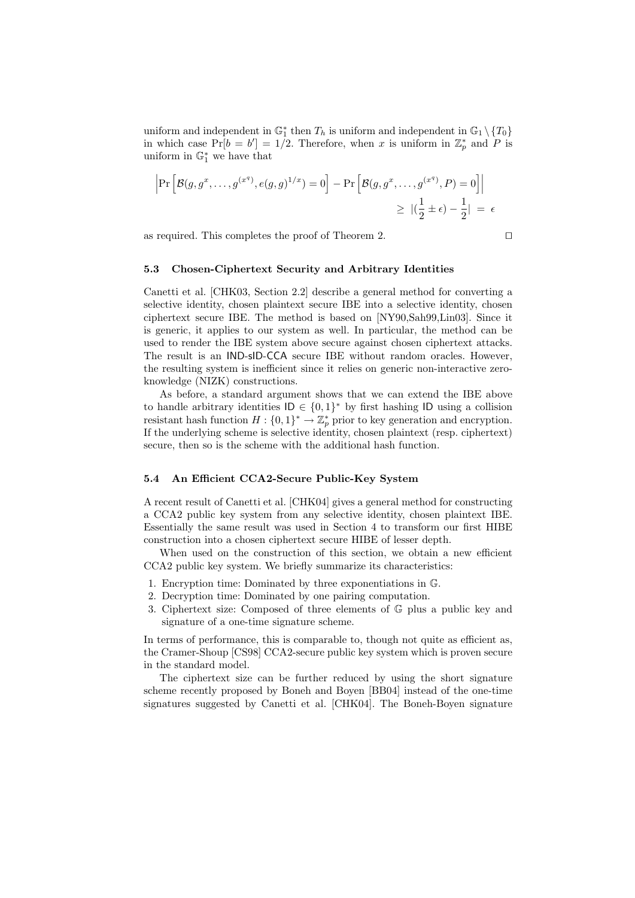uniform and independent in $\mathbb{G}_1^*$ then $T_h$ is uniform and independent in $\mathbb{G}_1 \setminus \{T_0\}$ in which case $\Pr[b = b'] = 1/2$. Therefore, when $x$ is uniform in $\mathbb{Z}_p^*$ and $P$ is uniform in $\mathbb{G}_1^*$ we have that

$$\left|\Pr\left[\mathcal{B}(g, g^x, \dots, g^{(x^q)}, e(g,g)^{1/x}) = 0\right] - \Pr\left[\mathcal{B}(g, g^x, \dots, g^{(x^q)}, P) = 0\right]\right| \geq |(\frac{1}{2} \pm \epsilon) - \frac{1}{2}| = \epsilon$$

as required. This completes the proof of Theorem 2. $\square$

### 5.3 Chosen-Ciphertext Security and Arbitrary Identities

Canetti et al. [CHK03, Section 2.2] describe a general method for converting a selective identity, chosen plaintext secure IBE into a selective identity, chosen ciphertext secure IBE. The method is based on [NY90,Sah99,Lin03]. Since it is generic, it applies to our system as well. In particular, the method can be used to render the IBE system above secure against chosen ciphertext attacks. The result is an IND-sID-CCA secure IBE without random oracles. However, the resulting system is inefficient since it relies on generic non-interactive zero-knowledge (NIZK) constructions.

As before, a standard argument shows that we can extend the IBE above to handle arbitrary identities $\mathsf{ID} \in \{0,1\}^*$ by first hashing ID using a collision resistant hash function $H : \{0,1\}^* \to \mathbb{Z}_p^*$ prior to key generation and encryption. If the underlying scheme is selective identity, chosen plaintext (resp. ciphertext) secure, then so is the scheme with the additional hash function.

### 5.4 An Efficient CCA2-Secure Public-Key System

A recent result of Canetti et al. [CHK04] gives a general method for constructing a CCA2 public key system from any selective identity, chosen plaintext IBE. Essentially the same result was used in Section 4 to transform our first HIBE construction into a chosen ciphertext secure HIBE of lesser depth.

When used on the construction of this section, we obtain a new efficient CCA2 public key system. We briefly summarize its characteristics:

1. Encryption time: Dominated by three exponentiations in $\mathbb{G}$.
2. Decryption time: Dominated by one pairing computation.
3. Ciphertext size: Composed of three elements of $\mathbb{G}$ plus a public key and signature of a one-time signature scheme.

In terms of performance, this is comparable to, though not quite as efficient as, the Cramer-Shoup [CS98] CCA2-secure public key system which is proven secure in the standard model.

The ciphertext size can be further reduced by using the short signature scheme recently proposed by Boneh and Boyen [BB04] instead of the one-time signatures suggested by Canetti et al. [CHK04]. The Boneh-Boyen signature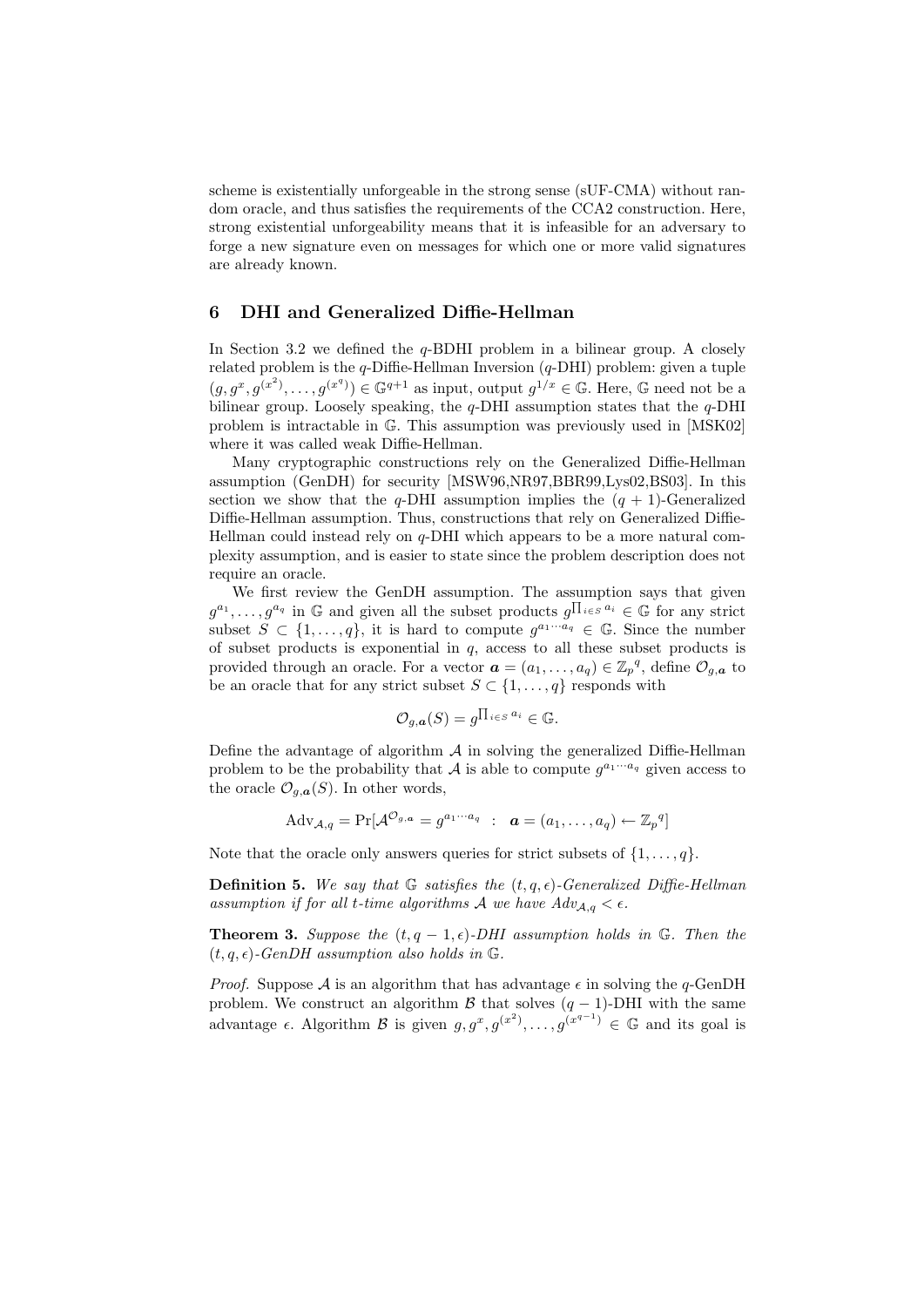scheme is existentially unforgeable in the strong sense (sUF-CMA) without random oracle, and thus satisfies the requirements of the CCA2 construction. Here, strong existential unforgeability means that it is infeasible for an adversary to forge a new signature even on messages for which one or more valid signatures are already known.

## 6 DHI and Generalized Diffie-Hellman

In Section 3.2 we defined the $q$-BDHI problem in a bilinear group. A closely related problem is the $q$-Diffie-Hellman Inversion ($q$-DHI) problem: given a tuple $(g, g^x, g^{(x^2)}, \ldots, g^{(x^q)}) \in \mathbb{G}^{q+1}$ as input, output $g^{1/x} \in \mathbb{G}$. Here, $\mathbb{G}$ need not be a bilinear group. Loosely speaking, the $q$-DHI assumption states that the $q$-DHI problem is intractable in $\mathbb{G}$. This assumption was previously used in [MSK02] where it was called weak Diffie-Hellman.

Many cryptographic constructions rely on the Generalized Diffie-Hellman assumption (GenDH) for security [MSW96,NR97,BBR99,Lys02,BS03]. In this section we show that the $q$-DHI assumption implies the $(q+1)$-Generalized Diffie-Hellman assumption. Thus, constructions that rely on Generalized Diffie-Hellman could instead rely on $q$-DHI which appears to be a more natural complexity assumption, and is easier to state since the problem description does not require an oracle.

We first review the GenDH assumption. The assumption says that given $g^{a_1}, \ldots, g^{a_q}$ in $\mathbb{G}$ and given all the subset products $g^{\prod_{i \in S} a_i} \in \mathbb{G}$ for any strict subset $S \subset \{1, \ldots, q\}$, it is hard to compute $g^{a_1 \cdots a_q} \in \mathbb{G}$. Since the number of subset products is exponential in $q$, access to all these subset products is provided through an oracle. For a vector $\boldsymbol{a} = (a_1, \ldots, a_q) \in \mathbb{Z}_p{}^q$, define $\mathcal{O}_{g,\boldsymbol{a}}$ to be an oracle that for any strict subset $S \subset \{1, \ldots, q\}$ responds with

$$\mathcal{O}_{g,\boldsymbol{a}}(S) = g^{\prod_{i \in S} a_i} \in \mathbb{G}.$$

Define the advantage of algorithm $\mathcal{A}$ in solving the generalized Diffie-Hellman problem to be the probability that $\mathcal{A}$ is able to compute $g^{a_1 \cdots a_q}$ given access to the oracle $\mathcal{O}_{g,\boldsymbol{a}}(S)$. In other words,

$$\mathrm{Adv}_{\mathcal{A},q} = \Pr[\mathcal{A}^{\mathcal{O}_{g,\boldsymbol{a}}} = g^{a_1 \cdots a_q} \ : \ \boldsymbol{a} = (a_1, \ldots, a_q) \leftarrow \mathbb{Z}_p{}^q]$$

Note that the oracle only answers queries for strict subsets of $\{1, \ldots, q\}$.

**Definition 5.** *We say that $\mathbb{G}$ satisfies the $(t, q, \epsilon)$-Generalized Diffie-Hellman assumption if for all $t$-time algorithms $\mathcal{A}$ we have $Adv_{\mathcal{A},q} < \epsilon$.*

**Theorem 3.** *Suppose the $(t, q-1, \epsilon)$-DHI assumption holds in $\mathbb{G}$. Then the $(t, q, \epsilon)$-GenDH assumption also holds in $\mathbb{G}$.*

*Proof.* Suppose $\mathcal{A}$ is an algorithm that has advantage $\epsilon$ in solving the $q$-GenDH problem. We construct an algorithm $\mathcal{B}$ that solves $(q-1)$-DHI with the same advantage $\epsilon$. Algorithm $\mathcal{B}$ is given $g, g^x, g^{(x^2)}, \ldots, g^{(x^{q-1})} \in \mathbb{G}$ and its goal is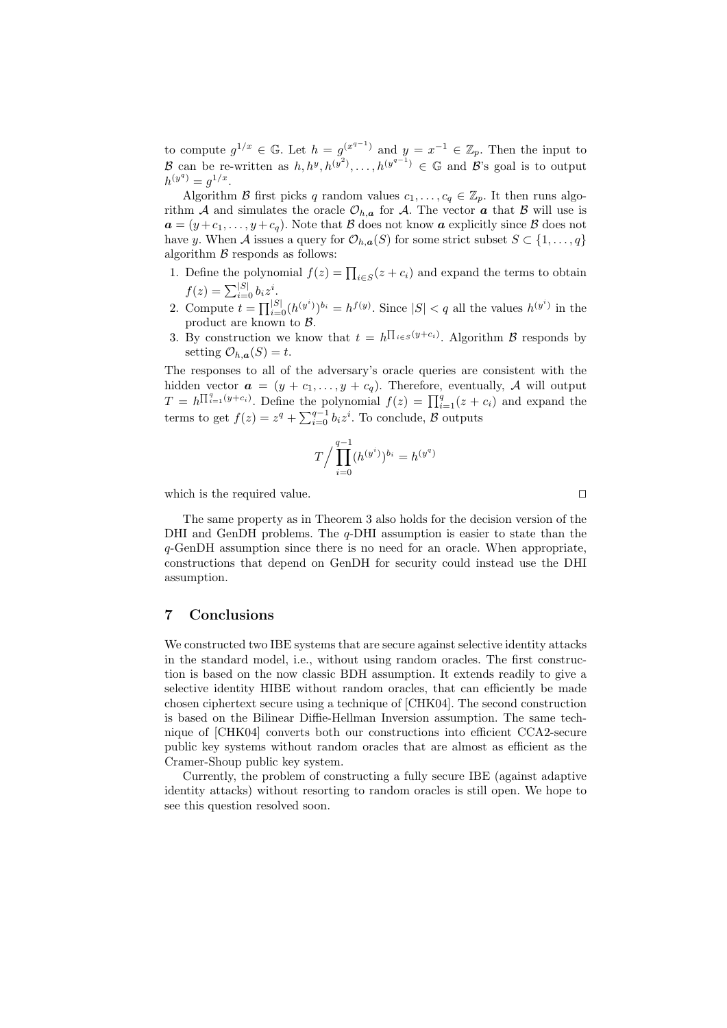to compute $g^{1/x} \in \mathbb{G}$. Let $h = g^{(x^{q-1})}$ and $y = x^{-1} \in \mathbb{Z}_p$. Then the input to $\mathcal{B}$ can be re-written as $h, h^y, h^{(y^2)}, \ldots, h^{(y^{q-1})} \in \mathbb{G}$ and $\mathcal{B}$'s goal is to output $h^{(y^q)} = g^{1/x}$.

Algorithm $\mathcal{B}$ first picks $q$ random values $c_1, \ldots, c_q \in \mathbb{Z}_p$. It then runs algorithm $\mathcal{A}$ and simulates the oracle $\mathcal{O}_{h,\boldsymbol{a}}$ for $\mathcal{A}$. The vector $\boldsymbol{a}$ that $\mathcal{B}$ will use is $\boldsymbol{a} = (y + c_1, \ldots, y + c_q)$. Note that $\mathcal{B}$ does not know $\boldsymbol{a}$ explicitly since $\mathcal{B}$ does not have $y$. When $\mathcal{A}$ issues a query for $\mathcal{O}_{h,\boldsymbol{a}}(S)$ for some strict subset $S \subset \{1, \ldots, q\}$ algorithm $\mathcal{B}$ responds as follows:

1. Define the polynomial $f(z) = \prod_{i \in S}(z + c_i)$ and expand the terms to obtain $f(z) = \sum_{i=0}^{|S|} b_i z^i$.
2. Compute $t = \prod_{i=0}^{|S|}(h^{(y^i)})^{b_i} = h^{f(y)}$. Since $|S| < q$ all the values $h^{(y^i)}$ in the product are known to $\mathcal{B}$.
3. By construction we know that $t = h^{\prod_{i \in S}(y+c_i)}$. Algorithm $\mathcal{B}$ responds by setting $\mathcal{O}_{h,\boldsymbol{a}}(S) = t$.

The responses to all of the adversary's oracle queries are consistent with the hidden vector $\boldsymbol{a} = (y + c_1, \ldots, y + c_q)$. Therefore, eventually, $\mathcal{A}$ will output $T = h^{\prod_{i=1}^{q}(y+c_i)}$. Define the polynomial $f(z) = \prod_{i=1}^{q}(z + c_i)$ and expand the terms to get $f(z) = z^q + \sum_{i=0}^{q-1} b_i z^i$. To conclude, $\mathcal{B}$ outputs

$$T \Big/ \prod_{i=0}^{q-1}(h^{(y^i)})^{b_i} = h^{(y^q)}$$

which is the required value. $\square$

The same property as in Theorem 3 also holds for the decision version of the DHI and GenDH problems. The $q$-DHI assumption is easier to state than the $q$-GenDH assumption since there is no need for an oracle. When appropriate, constructions that depend on GenDH for security could instead use the DHI assumption.

## 7 Conclusions

We constructed two IBE systems that are secure against selective identity attacks in the standard model, i.e., without using random oracles. The first construction is based on the now classic BDH assumption. It extends readily to give a selective identity HIBE without random oracles, that can efficiently be made chosen ciphertext secure using a technique of [CHK04]. The second construction is based on the Bilinear Diffie-Hellman Inversion assumption. The same technique of [CHK04] converts both our constructions into efficient CCA2-secure public key systems without random oracles that are almost as efficient as the Cramer-Shoup public key system.

Currently, the problem of constructing a fully secure IBE (against adaptive identity attacks) without resorting to random oracles is still open. We hope to see this question resolved soon.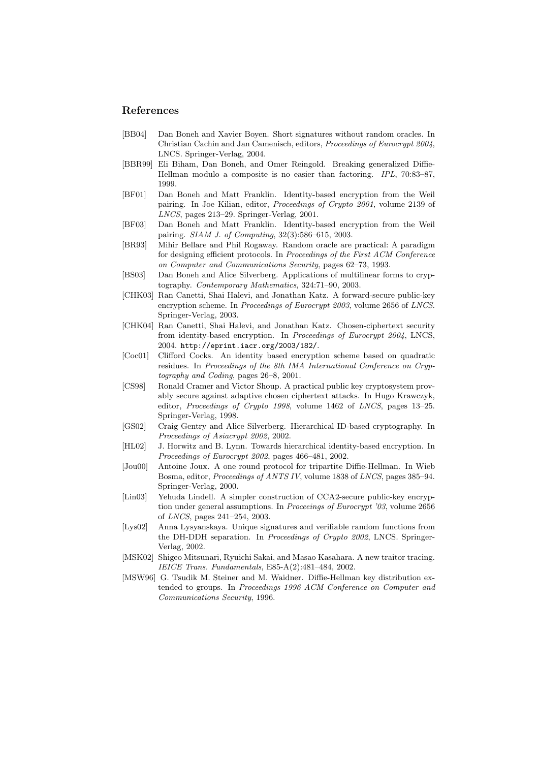## References

[BB04] Dan Boneh and Xavier Boyen. Short signatures without random oracles. In Christian Cachin and Jan Camenisch, editors, *Proceedings of Eurocrypt 2004*, LNCS. Springer-Verlag, 2004.

[BBR99] Eli Biham, Dan Boneh, and Omer Reingold. Breaking generalized Diffie-Hellman modulo a composite is no easier than factoring. *IPL*, 70:83–87, 1999.

[BF01] Dan Boneh and Matt Franklin. Identity-based encryption from the Weil pairing. In Joe Kilian, editor, *Proceedings of Crypto 2001*, volume 2139 of *LNCS*, pages 213–29. Springer-Verlag, 2001.

[BF03] Dan Boneh and Matt Franklin. Identity-based encryption from the Weil pairing. *SIAM J. of Computing*, 32(3):586–615, 2003.

[BR93] Mihir Bellare and Phil Rogaway. Random oracle are practical: A paradigm for designing efficient protocols. In *Proceedings of the First ACM Conference on Computer and Communications Security*, pages 62–73, 1993.

[BS03] Dan Boneh and Alice Silverberg. Applications of multilinear forms to cryptography. *Contemporary Mathematics*, 324:71–90, 2003.

[CHK03] Ran Canetti, Shai Halevi, and Jonathan Katz. A forward-secure public-key encryption scheme. In *Proceedings of Eurocrypt 2003*, volume 2656 of *LNCS*. Springer-Verlag, 2003.

[CHK04] Ran Canetti, Shai Halevi, and Jonathan Katz. Chosen-ciphertext security from identity-based encryption. In *Proceedings of Eurocrypt 2004*, LNCS, 2004. `http://eprint.iacr.org/2003/182/`.

[Coc01] Clifford Cocks. An identity based encryption scheme based on quadratic residues. In *Proceedings of the 8th IMA International Conference on Cryptography and Coding*, pages 26–8, 2001.

[CS98] Ronald Cramer and Victor Shoup. A practical public key cryptosystem provably secure against adaptive chosen ciphertext attacks. In Hugo Krawczyk, editor, *Proceedings of Crypto 1998*, volume 1462 of *LNCS*, pages 13–25. Springer-Verlag, 1998.

[GS02] Craig Gentry and Alice Silverberg. Hierarchical ID-based cryptography. In *Proceedings of Asiacrypt 2002*, 2002.

[HL02] J. Horwitz and B. Lynn. Towards hierarchical identity-based encryption. In *Proceedings of Eurocrypt 2002*, pages 466–481, 2002.

[Jou00] Antoine Joux. A one round protocol for tripartite Diffie-Hellman. In Wieb Bosma, editor, *Proceedings of ANTS IV*, volume 1838 of *LNCS*, pages 385–94. Springer-Verlag, 2000.

[Lin03] Yehuda Lindell. A simpler construction of CCA2-secure public-key encryption under general assumptions. In *Proceeings of Eurocrypt '03*, volume 2656 of *LNCS*, pages 241–254, 2003.

[Lys02] Anna Lysyanskaya. Unique signatures and verifiable random functions from the DH-DDH separation. In *Proceedings of Crypto 2002*, LNCS. Springer-Verlag, 2002.

[MSK02] Shigeo Mitsunari, Ryuichi Sakai, and Masao Kasahara. A new traitor tracing. *IEICE Trans. Fundamentals*, E85-A(2):481–484, 2002.

[MSW96] G. Tsudik M. Steiner and M. Waidner. Diffie-Hellman key distribution extended to groups. In *Proceedings 1996 ACM Conference on Computer and Communications Security*, 1996.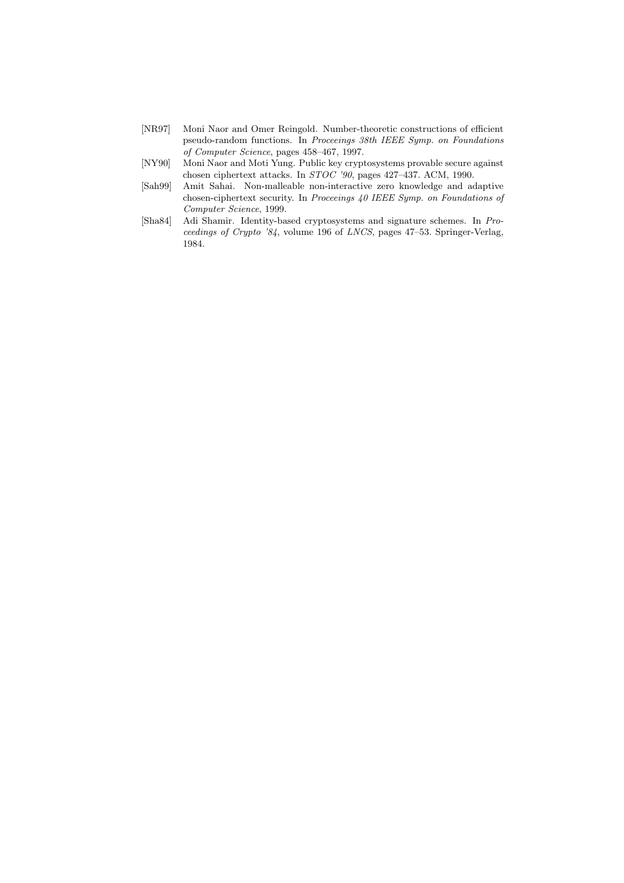- [NR97] Moni Naor and Omer Reingold. Number-theoretic constructions of efficient pseudo-random functions. In *Proceeings 38th IEEE Symp. on Foundations of Computer Science*, pages 458–467, 1997.
- [NY90] Moni Naor and Moti Yung. Public key cryptosystems provable secure against chosen ciphertext attacks. In *STOC '90*, pages 427–437. ACM, 1990.
- [Sah99] Amit Sahai. Non-malleable non-interactive zero knowledge and adaptive chosen-ciphertext security. In *Proceeings 40 IEEE Symp. on Foundations of Computer Science*, 1999.
- [Sha84] Adi Shamir. Identity-based cryptosystems and signature schemes. In *Proceedings of Crypto '84*, volume 196 of *LNCS*, pages 47–53. Springer-Verlag, 1984.